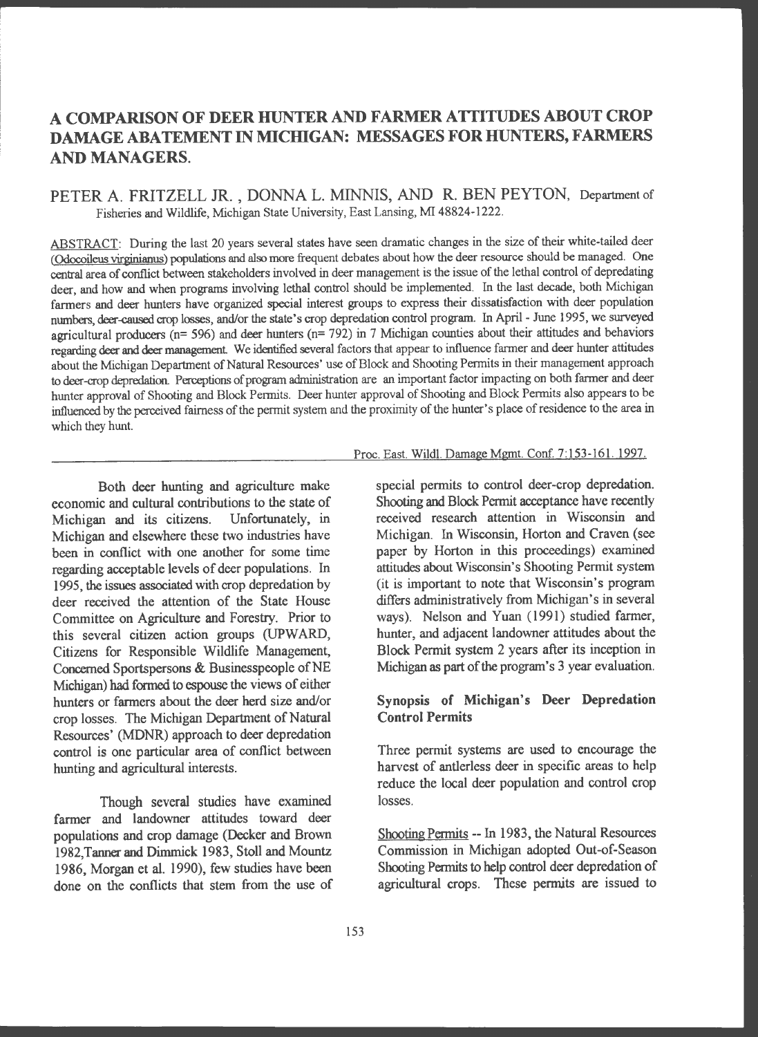# A COMPARISON OF DEER HUNTER AND FARMER ATTITUDES ABOUT CROP DAMAGE ABATEMENT IN MICHIGAN: MESSAGES FOR HUNTERS, FARMERS AND MANAGERS.

PETER A. FRITZELL JR., DONNA L. MINNIS, AND R. BEN PEYTON, Department of Fisheries and Wildlife, Michigan State University, East Lansing, MI 48824-1222.

ABSTRACT: During the last 20 years several states have seen dramatic changes in the size of their white-tailed deer (Odocoileus virginianus) populations and also more frequent debates about how the deer resource should be managed. One central area of conflict between stakeholders involved in deer management is the issue of the lethal control of depredating deer, and how and when programs involving lethal control should be implemented. In the last decade, both Michigan farmers and deer hunters have organized special interest groups to express their dissatisfaction with deer population numbers, deer-caused crop losses, and/or the state's crop depredation control program. In April - June 1995, we surveyed agricultural producers (n= 596) and deer hunters (n= 792) in 7 Michigan counties about their attitudes and behaviors regarding deer and deer management. We identified several factors that appear to influence farmer and deer hunter attitudes about the Michigan Department of Natural Resources' use of Block and Shooting Permits in their management approach to deer-crop depredation. Perceptions of program administration are an important factor impacting on both farmer and deer hunter approval of Shooting and Block Permits. Deer hunter approval of Shooting and Block Permits also appears to be influenced by the perceived fairness of the permit system and the proximity of the hunter's place of residence to the area in which they hunt.

Proc. East. Wildl. Damage Mgmt. Conf. 7:153-161. 1997.

---

Both deer hunting and agriculture make economic and cultural contributions to the state of Michigan and its citizens. Unfortunately, in Michigan and elsewhere these two industries have been in conflict with one another for some time regarding acceptable levels of deer populations. In 1995, the issues associated with crop depredation by deer received the attention of the State House Committee on Agriculture and Forestry. Prior to this several citizen action groups (UPWARD, Citizens for Responsible Wildlife Management, Concerned Sportspersons & Businesspeople of NE Michigan) had formed to espouse the views of either hunters or farmers about the deer herd size and/or crop losses. The Michigan Department of Natural Resources' (MDNR) approach to deer depredation control is one particular area of conflict between hunting and agricultural interests.

Though several studies have examined farmer and landowner attitudes toward deer populations and crop damage (Decker and Brown 1982, Tanner and Dimmick 1983, Stoll and Mountz 1986, Morgan et al. 1990), few studies have been done on the conflicts that stem from the use of special permits to control deer-crop depredation. Shooting and Block Permit acceptance have recently received research attention in Wisconsin and Michigan. In Wisconsin, Horton and Craven (see paper by Horton in this proceedings) examined attitudes about Wisconsin's Shooting Permit system (it is important to note that Wisconsin's program differs administratively from Michigan's in several ways). Nelson and Yuan (1991) studied farmer, hunter, and adjacent landowner attitudes about the Block Permit system 2 years after its inception in Michigan as part of the program's 3 year evaluation.

### Synopsis of Michigan's Deer Depredation Control Permits

Three permit systems are used to encourage the harvest of antlerless deer in specific areas to help reduce the local deer population and control crop losses.

Shooting Permits -- In 1983, the Natural Resources Commission in Michigan adopted Out-of-Season Shooting Permits to help control deer depredation of agricultural crops. These permits are issued to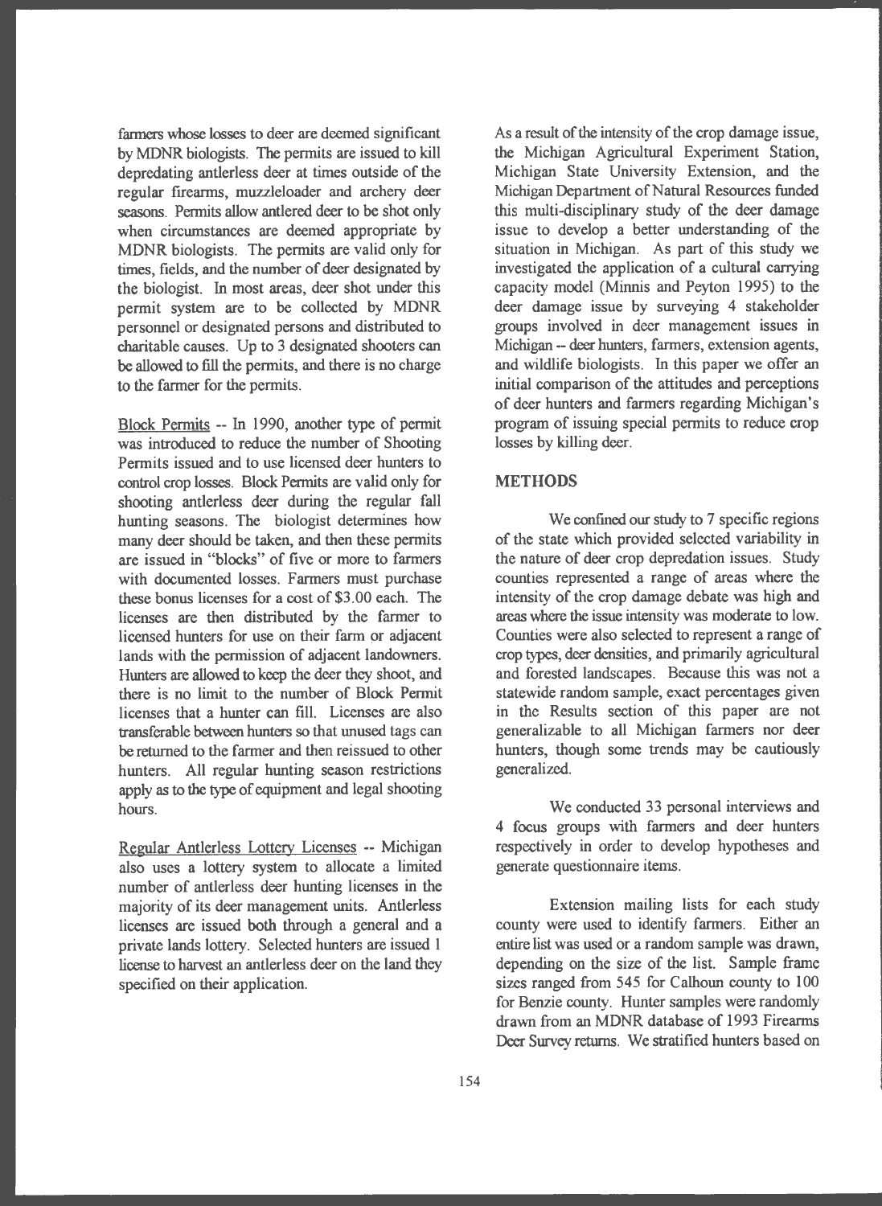farmers whose losses to deer are deemed significant by MDNR biologists. The permits are issued to kill depredating antlerless deer at times outside of the regular firearms, muzzleloader and archery deer seasons. Permits allow antlered deer to be shot only when circumstances are deemed appropriate by MDNR biologists. The permits are valid only for times, fields, and the number of deer designated by the biologist. In most areas, deer shot under this permit system are to be collected by MDNR personnel or designated persons and distributed to charitable causes. Up to 3 designated shooters can be allowed to fill the permits, and there is no charge to the farmer for the permits.

Block Permits -- In 1990, another type of permit was introduced to reduce the number of Shooting Permits issued and to use licensed deer hunters to control crop losses. Block Permits are valid only for shooting antlerless deer during the regular fall hunting seasons. The biologist determines how many deer should be taken, and then these permits are issued in "blocks" of five or more to farmers with documented losses. Farmers must purchase these bonus licenses for a cost of $3.00 each. The licenses are then distributed by the farmer to licensed hunters for use on their farm or adjacent lands with the permission of adjacent landowners. Hunters are allowed to keep the deer they shoot, and there is no limit to the number of Block Permit licenses that a hunter can fill. Licenses are also transferable between hunters so that unused tags can be returned to the farmer and then reissued to other hunters. All regular hunting season restrictions apply as to the type of equipment and legal shooting hours.

Regular Antlerless Lottery Licenses -- Michigan also uses a lottery system to allocate a limited number of antlerless deer hunting licenses in the majority of its deer management units. Antlerless licenses are issued both through a general and a private lands lottery. Selected hunters are issued 1 license to harvest an antlerless deer on the land they specified on their application.

As a result of the intensity of the crop damage issue, the Michigan Agricultural Experiment Station, Michigan State University Extension, and the Michigan Department of Natural Resources funded this multi-disciplinary study of the deer damage issue to develop a better understanding of the situation in Michigan. As part of this study we investigated the application of a cultural carrying capacity model (Minnis and Peyton 1995) to the deer damage issue by surveying 4 stakeholder groups involved in deer management issues in Michigan -- deer hunters, farmers, extension agents, and wildlife biologists. In this paper we offer an initial comparison of the attitudes and perceptions of deer hunters and farmers regarding Michigan's program of issuing special permits to reduce crop losses by killing deer.

## METHODS

We confined our study to 7 specific regions of the state which provided selected variability in the nature of deer crop depredation issues. Study counties represented a range of areas where the intensity of the crop damage debate was high and areas where the issue intensity was moderate to low. Counties were also selected to represent a range of crop types, deer densities, and primarily agricultural and forested landscapes. Because this was not a statewide random sample, exact percentages given in the Results section of this paper are not generalizable to all Michigan farmers nor deer hunters, though some trends may be cautiously generalized.

We conducted 33 personal interviews and 4 focus groups with farmers and deer hunters respectively in order to develop hypotheses and generate questionnaire items.

Extension mailing lists for each study county were used to identify farmers. Either an entire list was used or a random sample was drawn, depending on the size of the list. Sample frame sizes ranged from 545 for Calhoun county to 100 for Benzie county. Hunter samples were randomly drawn from an MDNR database of 1993 Firearms Deer Survey returns. We stratified hunters based on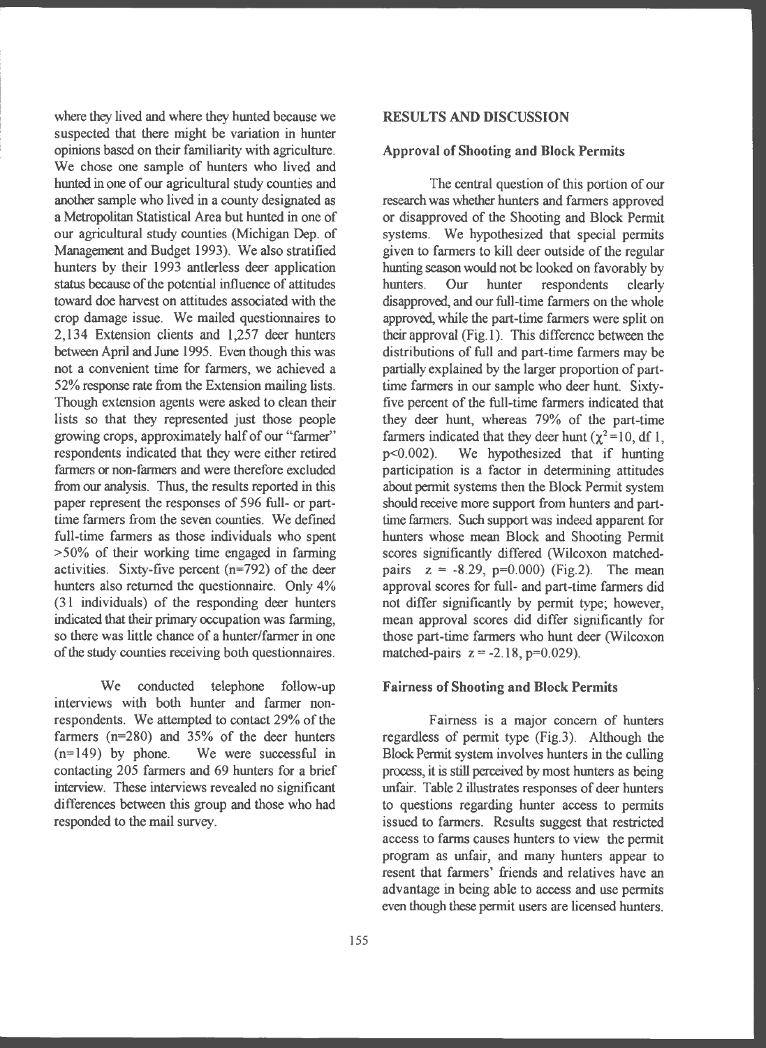where they lived and where they hunted because we suspected that there might be variation in hunter opinions based on their familiarity with agriculture. We chose one sample of hunters who lived and hunted in one of our agricultural study counties and another sample who lived in a county designated as a Metropolitan Statistical Area but hunted in one of our agricultural study counties (Michigan Dep. of Management and Budget 1993). We also stratified hunters by their 1993 antlerless deer application status because of the potential influence of attitudes toward doe harvest on attitudes associated with the crop damage issue. We mailed questionnaires to 2,134 Extension clients and 1,257 deer hunters between April and June 1995. Even though this was not a convenient time for farmers, we achieved a 52% response rate from the Extension mailing lists. Though extension agents were asked to clean their lists so that they represented just those people growing crops, approximately half of our "farmer" respondents indicated that they were either retired farmers or non-farmers and were therefore excluded from our analysis. Thus, the results reported in this paper represent the responses of 596 full- or part-time farmers from the seven counties. We defined full-time farmers as those individuals who spent >50% of their working time engaged in farming activities. Sixty-five percent (n=792) of the deer hunters also returned the questionnaire. Only 4% (31 individuals) of the responding deer hunters indicated that their primary occupation was farming, so there was little chance of a hunter/farmer in one of the study counties receiving both questionnaires.

We conducted telephone follow-up interviews with both hunter and farmer non-respondents. We attempted to contact 29% of the farmers (n=280) and 35% of the deer hunters (n=149) by phone. We were successful in contacting 205 farmers and 69 hunters for a brief interview. These interviews revealed no significant differences between this group and those who had responded to the mail survey.

## RESULTS AND DISCUSSION

### Approval of Shooting and Block Permits

The central question of this portion of our research was whether hunters and farmers approved or disapproved of the Shooting and Block Permit systems. We hypothesized that special permits given to farmers to kill deer outside of the regular hunting season would not be looked on favorably by hunters. Our hunter respondents clearly disapproved, and our full-time farmers on the whole approved, while the part-time farmers were split on their approval (Fig.1). This difference between the distributions of full and part-time farmers may be partially explained by the larger proportion of part-time farmers in our sample who deer hunt. Sixty-five percent of the full-time farmers indicated that they deer hunt, whereas 79% of the part-time farmers indicated that they deer hunt ($\chi^2=10$, df 1, $p<0.002$). We hypothesized that if hunting participation is a factor in determining attitudes about permit systems then the Block Permit system should receive more support from hunters and part-time farmers. Such support was indeed apparent for hunters whose mean Block and Shooting Permit scores significantly differed (Wilcoxon matched-pairs $z = -8.29$, $p=0.000$) (Fig.2). The mean approval scores for full- and part-time farmers did not differ significantly by permit type; however, mean approval scores did differ significantly for those part-time farmers who hunt deer (Wilcoxon matched-pairs $z = -2.18$, $p=0.029$).

### Fairness of Shooting and Block Permits

Fairness is a major concern of hunters regardless of permit type (Fig.3). Although the Block Permit system involves hunters in the culling process, it is still perceived by most hunters as being unfair. Table 2 illustrates responses of deer hunters to questions regarding hunter access to permits issued to farmers. Results suggest that restricted access to farms causes hunters to view the permit program as unfair, and many hunters appear to resent that farmers' friends and relatives have an advantage in being able to access and use permits even though these permit users are licensed hunters.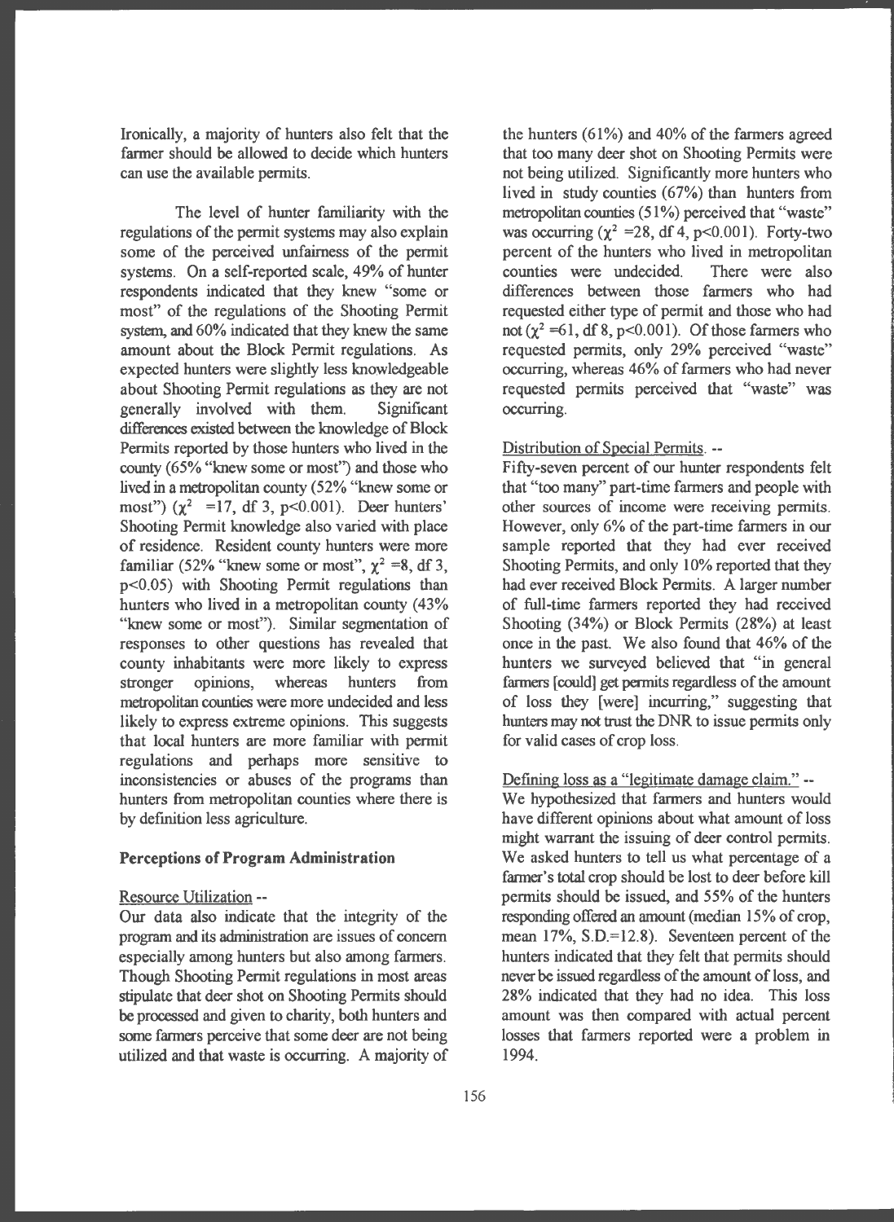Ironically, a majority of hunters also felt that the farmer should be allowed to decide which hunters can use the available permits.

The level of hunter familiarity with the regulations of the permit systems may also explain some of the perceived unfairness of the permit systems. On a self-reported scale, 49% of hunter respondents indicated that they knew "some or most" of the regulations of the Shooting Permit system, and 60% indicated that they knew the same amount about the Block Permit regulations. As expected hunters were slightly less knowledgeable about Shooting Permit regulations as they are not generally involved with them. Significant differences existed between the knowledge of Block Permits reported by those hunters who lived in the county (65% "knew some or most") and those who lived in a metropolitan county (52% "knew some or most") ($\chi^2$ =17, df 3, p<0.001). Deer hunters' Shooting Permit knowledge also varied with place of residence. Resident county hunters were more familiar (52% "knew some or most", $\chi^2$ =8, df 3, p<0.05) with Shooting Permit regulations than hunters who lived in a metropolitan county (43% "knew some or most"). Similar segmentation of responses to other questions has revealed that county inhabitants were more likely to express stronger opinions, whereas hunters from metropolitan counties were more undecided and less likely to express extreme opinions. This suggests that local hunters are more familiar with permit regulations and perhaps more sensitive to inconsistencies or abuses of the programs than hunters from metropolitan counties where there is by definition less agriculture.

### Perceptions of Program Administration

Resource Utilization --

Our data also indicate that the integrity of the program and its administration are issues of concern especially among hunters but also among farmers. Though Shooting Permit regulations in most areas stipulate that deer shot on Shooting Permits should be processed and given to charity, both hunters and some farmers perceive that some deer are not being utilized and that waste is occurring. A majority of the hunters (61%) and 40% of the farmers agreed that too many deer shot on Shooting Permits were not being utilized. Significantly more hunters who lived in study counties (67%) than hunters from metropolitan counties (51%) perceived that "waste" was occurring ($\chi^2$ =28, df 4, p<0.001). Forty-two percent of the hunters who lived in metropolitan counties were undecided. There were also differences between those farmers who had requested either type of permit and those who had not ($\chi^2$ =61, df 8, p<0.001). Of those farmers who requested permits, only 29% perceived "waste" occurring, whereas 46% of farmers who had never requested permits perceived that "waste" was occurring.

Distribution of Special Permits. --

Fifty-seven percent of our hunter respondents felt that "too many" part-time farmers and people with other sources of income were receiving permits. However, only 6% of the part-time farmers in our sample reported that they had ever received Shooting Permits, and only 10% reported that they had ever received Block Permits. A larger number of full-time farmers reported they had received Shooting (34%) or Block Permits (28%) at least once in the past. We also found that 46% of the hunters we surveyed believed that "in general farmers [could] get permits regardless of the amount of loss they [were] incurring," suggesting that hunters may not trust the DNR to issue permits only for valid cases of crop loss.

Defining loss as a "legitimate damage claim." --

We hypothesized that farmers and hunters would have different opinions about what amount of loss might warrant the issuing of deer control permits. We asked hunters to tell us what percentage of a farmer's total crop should be lost to deer before kill permits should be issued, and 55% of the hunters responding offered an amount (median 15% of crop, mean 17%, S.D.=12.8). Seventeen percent of the hunters indicated that they felt that permits should never be issued regardless of the amount of loss, and 28% indicated that they had no idea. This loss amount was then compared with actual percent losses that farmers reported were a problem in 1994.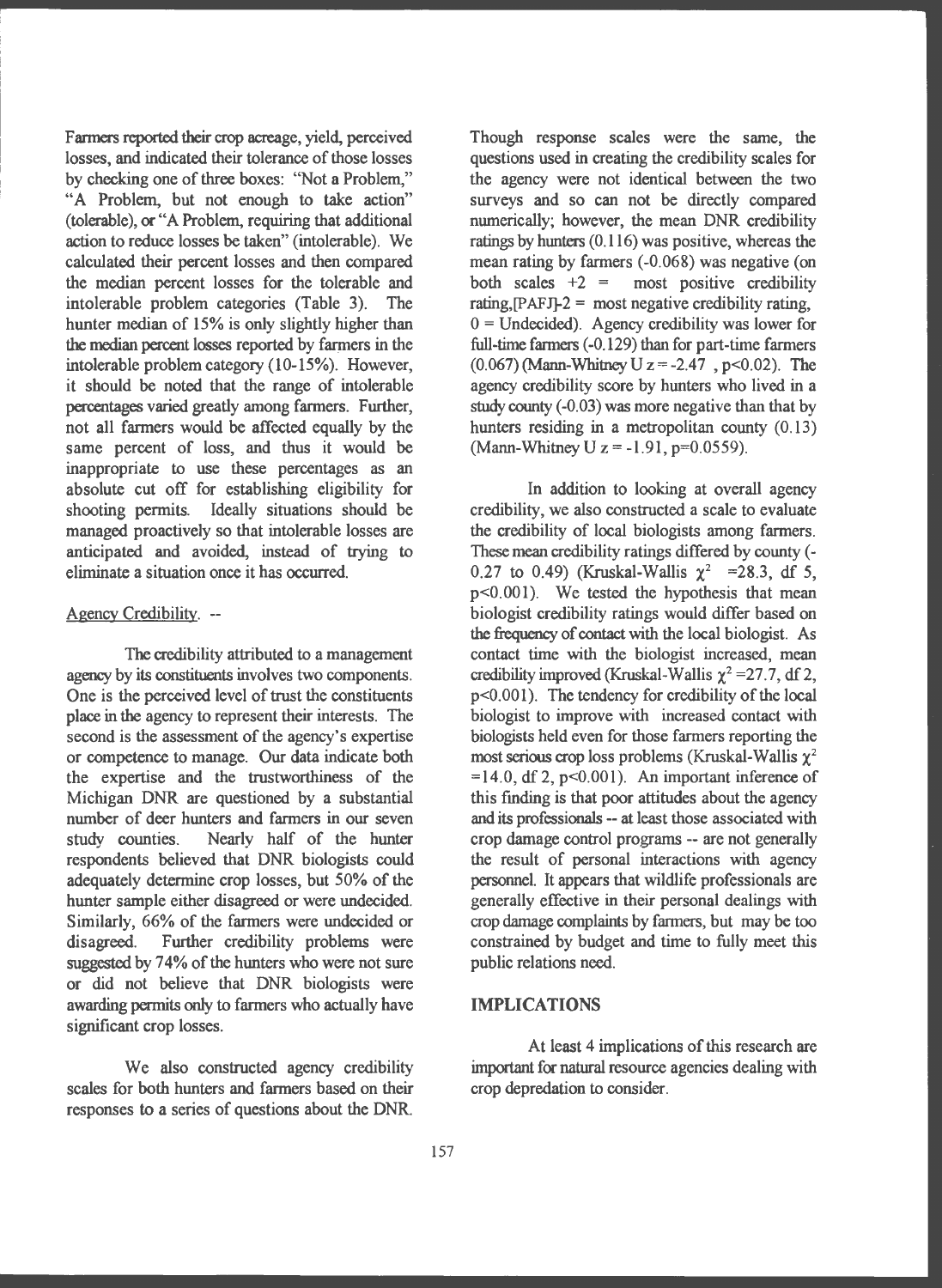Farmers reported their crop acreage, yield, perceived losses, and indicated their tolerance of those losses by checking one of three boxes: "Not a Problem," "A Problem, but not enough to take action" (tolerable), or "A Problem, requiring that additional action to reduce losses be taken" (intolerable). We calculated their percent losses and then compared the median percent losses for the tolerable and intolerable problem categories (Table 3). The hunter median of 15% is only slightly higher than the median percent losses reported by farmers in the intolerable problem category (10-15%). However, it should be noted that the range of intolerable percentages varied greatly among farmers. Further, not all farmers would be affected equally by the same percent of loss, and thus it would be inappropriate to use these percentages as an absolute cut off for establishing eligibility for shooting permits. Ideally situations should be managed proactively so that intolerable losses are anticipated and avoided, instead of trying to eliminate a situation once it has occurred.

Agency Credibility. --

The credibility attributed to a management agency by its constituents involves two components. One is the perceived level of trust the constituents place in the agency to represent their interests. The second is the assessment of the agency's expertise or competence to manage. Our data indicate both the expertise and the trustworthiness of the Michigan DNR are questioned by a substantial number of deer hunters and farmers in our seven study counties. Nearly half of the hunter respondents believed that DNR biologists could adequately determine crop losses, but 50% of the hunter sample either disagreed or were undecided. Similarly, 66% of the farmers were undecided or disagreed. Further credibility problems were suggested by 74% of the hunters who were not sure or did not believe that DNR biologists were awarding permits only to farmers who actually have significant crop losses.

We also constructed agency credibility scales for both hunters and farmers based on their responses to a series of questions about the DNR. Though response scales were the same, the questions used in creating the credibility scales for the agency were not identical between the two surveys and so can not be directly compared numerically; however, the mean DNR credibility ratings by hunters (0.116) was positive, whereas the mean rating by farmers (-0.068) was negative (on both scales +2 = most positive credibility rating,[PAFJ]-2 = most negative credibility rating, 0 = Undecided). Agency credibility was lower for full-time farmers (-0.129) than for part-time farmers (0.067) (Mann-Whitney U $z = -2.47$ , $p<0.02$). The agency credibility score by hunters who lived in a study county (-0.03) was more negative than that by hunters residing in a metropolitan county (0.13) (Mann-Whitney U $z = -1.91$, $p=0.0559$).

In addition to looking at overall agency credibility, we also constructed a scale to evaluate the credibility of local biologists among farmers. These mean credibility ratings differed by county (-0.27 to 0.49) (Kruskal-Wallis $\chi^2 = 28.3$, df 5, $p<0.001$). We tested the hypothesis that mean biologist credibility ratings would differ based on the frequency of contact with the local biologist. As contact time with the biologist increased, mean credibility improved (Kruskal-Wallis $\chi^2 = 27.7$, df 2, $p<0.001$). The tendency for credibility of the local biologist to improve with increased contact with biologists held even for those farmers reporting the most serious crop loss problems (Kruskal-Wallis $\chi^2 = 14.0$, df 2, $p<0.001$). An important inference of this finding is that poor attitudes about the agency and its professionals -- at least those associated with crop damage control programs -- are not generally the result of personal interactions with agency personnel. It appears that wildlife professionals are generally effective in their personal dealings with crop damage complaints by farmers, but may be too constrained by budget and time to fully meet this public relations need.

## IMPLICATIONS

At least 4 implications of this research are important for natural resource agencies dealing with crop depredation to consider.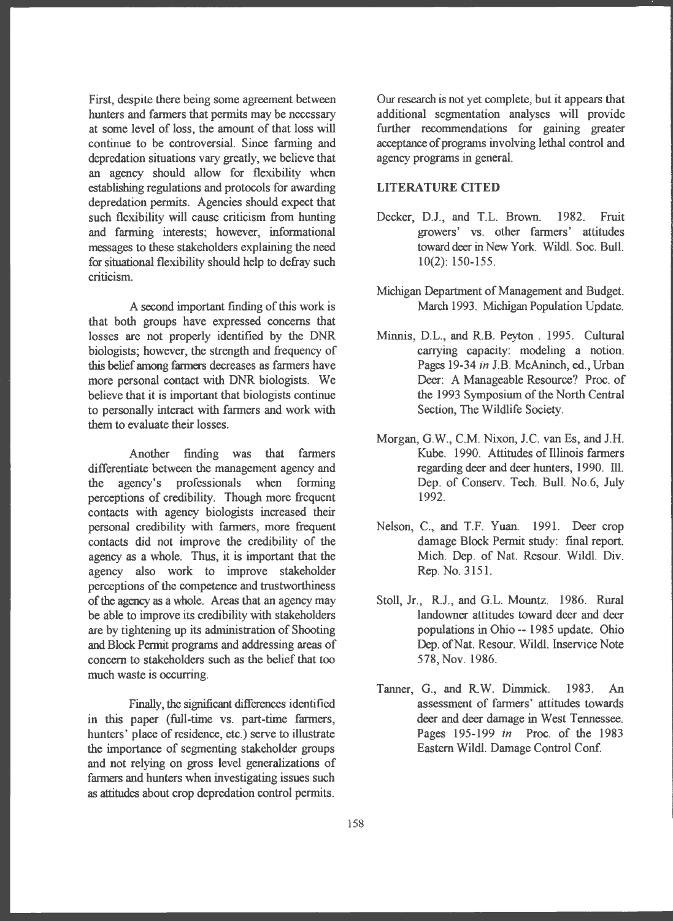First, despite there being some agreement between hunters and farmers that permits may be necessary at some level of loss, the amount of that loss will continue to be controversial. Since farming and depredation situations vary greatly, we believe that an agency should allow for flexibility when establishing regulations and protocols for awarding depredation permits. Agencies should expect that such flexibility will cause criticism from hunting and farming interests; however, informational messages to these stakeholders explaining the need for situational flexibility should help to defray such criticism.

A second important finding of this work is that both groups have expressed concerns that losses are not properly identified by the DNR biologists; however, the strength and frequency of this belief among farmers decreases as farmers have more personal contact with DNR biologists. We believe that it is important that biologists continue to personally interact with farmers and work with them to evaluate their losses.

Another finding was that farmers differentiate between the management agency and the agency's professionals when forming perceptions of credibility. Though more frequent contacts with agency biologists increased their personal credibility with farmers, more frequent contacts did not improve the credibility of the agency as a whole. Thus, it is important that the agency also work to improve stakeholder perceptions of the competence and trustworthiness of the agency as a whole. Areas that an agency may be able to improve its credibility with stakeholders are by tightening up its administration of Shooting and Block Permit programs and addressing areas of concern to stakeholders such as the belief that too much waste is occurring.

Finally, the significant differences identified in this paper (full-time vs. part-time farmers, hunters' place of residence, etc.) serve to illustrate the importance of segmenting stakeholder groups and not relying on gross level generalizations of farmers and hunters when investigating issues such as attitudes about crop depredation control permits. Our research is not yet complete, but it appears that additional segmentation analyses will provide further recommendations for gaining greater acceptance of programs involving lethal control and agency programs in general.

## LITERATURE CITED

Decker, D.J., and T.L. Brown. 1982. Fruit growers' vs. other farmers' attitudes toward deer in New York. Wildl. Soc. Bull. 10(2): 150-155.

Michigan Department of Management and Budget. March 1993. Michigan Population Update.

Minnis, D.L., and R.B. Peyton . 1995. Cultural carrying capacity: modeling a notion. Pages 19-34 *in* J.B. McAninch, ed., Urban Deer: A Manageable Resource? Proc. of the 1993 Symposium of the North Central Section, The Wildlife Society.

Morgan, G.W., C.M. Nixon, J.C. van Es, and J.H. Kube. 1990. Attitudes of Illinois farmers regarding deer and deer hunters, 1990. Ill. Dep. of Conserv. Tech. Bull. No.6, July 1992.

Nelson, C., and T.F. Yuan. 1991. Deer crop damage Block Permit study: final report. Mich. Dep. of Nat. Resour. Wildl. Div. Rep. No. 3151.

Stoll, Jr., R.J., and G.L. Mountz. 1986. Rural landowner attitudes toward deer and deer populations in Ohio -- 1985 update. Ohio Dep. of Nat. Resour. Wildl. Inservice Note 578, Nov. 1986.

Tanner, G., and R.W. Dimmick. 1983. An assessment of farmers' attitudes towards deer and deer damage in West Tennessee. Pages 195-199 *in* Proc. of the 1983 Eastern Wildl. Damage Control Conf.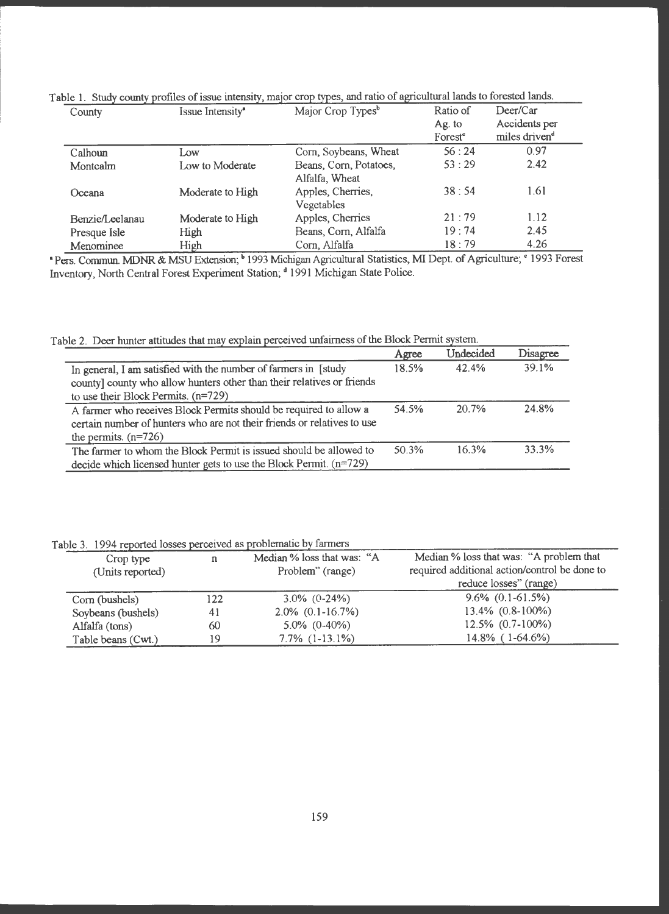Table 1. Study county profiles of issue intensity, major crop types, and ratio of agricultural lands to forested lands.

| County | Issue Intensity[a] | Major Crop Types[b] | Ratio of Ag. to Forest[c] | Deer/Car Accidents per miles driven[d] |
|---|---|---|---|---|
| Calhoun | Low | Corn, Soybeans, Wheat | 56 : 24 | 0.97 |
| Montcalm | Low to Moderate | Beans, Corn, Potatoes, Alfalfa, Wheat | 53 : 29 | 2.42 |
| Oceana | Moderate to High | Apples, Cherries, Vegetables | 38 : 54 | 1.61 |
| Benzie/Leelanau | Moderate to High | Apples, Cherries | 21 : 79 | 1.12 |
| Presque Isle | High | Beans, Corn, Alfalfa | 19 : 74 | 2.45 |
| Menominee | High | Corn, Alfalfa | 18 : 79 | 4.26 |

[a] Pers. Commun. MDNR & MSU Extension; [b] 1993 Michigan Agricultural Statistics, MI Dept. of Agriculture; [c] 1993 Forest Inventory, North Central Forest Experiment Station; [d] 1991 Michigan State Police.

Table 2. Deer hunter attitudes that may explain perceived unfairness of the Block Permit system.

| | Agree | Undecided | Disagree |
|---|---|---|---|
| In general, I am satisfied with the number of farmers in [study county] county who allow hunters other than their relatives or friends to use their Block Permits. (n=729) | 18.5% | 42.4% | 39.1% |
| A farmer who receives Block Permits should be required to allow a certain number of hunters who are not their friends or relatives to use the permits. (n=726) | 54.5% | 20.7% | 24.8% |
| The farmer to whom the Block Permit is issued should be allowed to decide which licensed hunter gets to use the Block Permit. (n=729) | 50.3% | 16.3% | 33.3% |

Table 3. 1994 reported losses perceived as problematic by farmers

| Crop type (Units reported) | n | Median % loss that was: "A Problem" (range) | Median % loss that was: "A problem that required additional action/control be done to reduce losses" (range) |
|---|---|---|---|
| Corn (bushels) | 122 | 3.0% (0-24%) | 9.6% (0.1-61.5%) |
| Soybeans (bushels) | 41 | 2.0% (0.1-16.7%) | 13.4% (0.8-100%) |
| Alfalfa (tons) | 60 | 5.0% (0-40%) | 12.5% (0.7-100%) |
| Table beans (Cwt.) | 19 | 7.7% (1-13.1%) | 14.8% ( 1-64.6%) |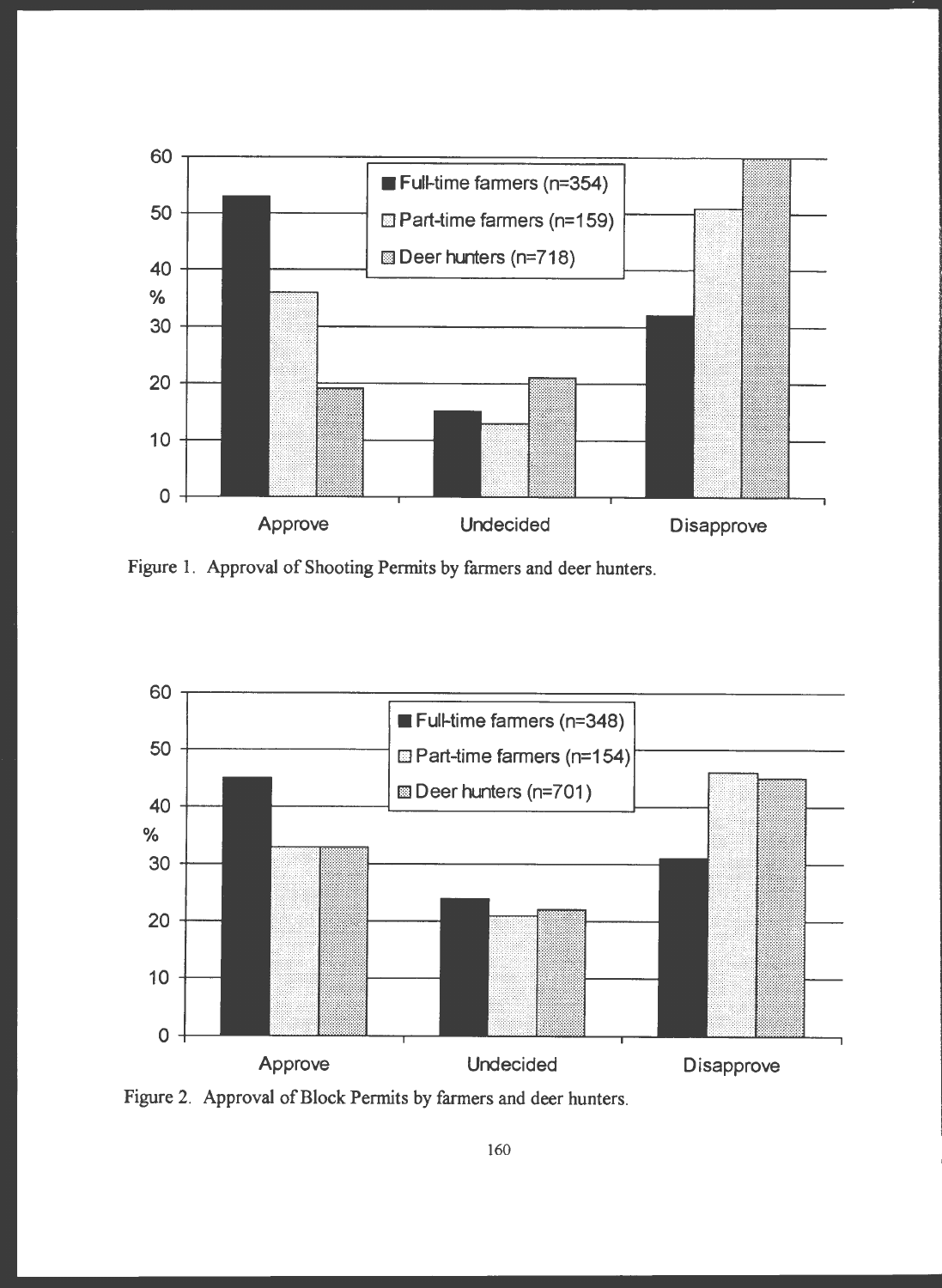Figure 1. Approval of Shooting Permits by farmers and deer hunters.

Figure 2. Approval of Block Permits by farmers and deer hunters.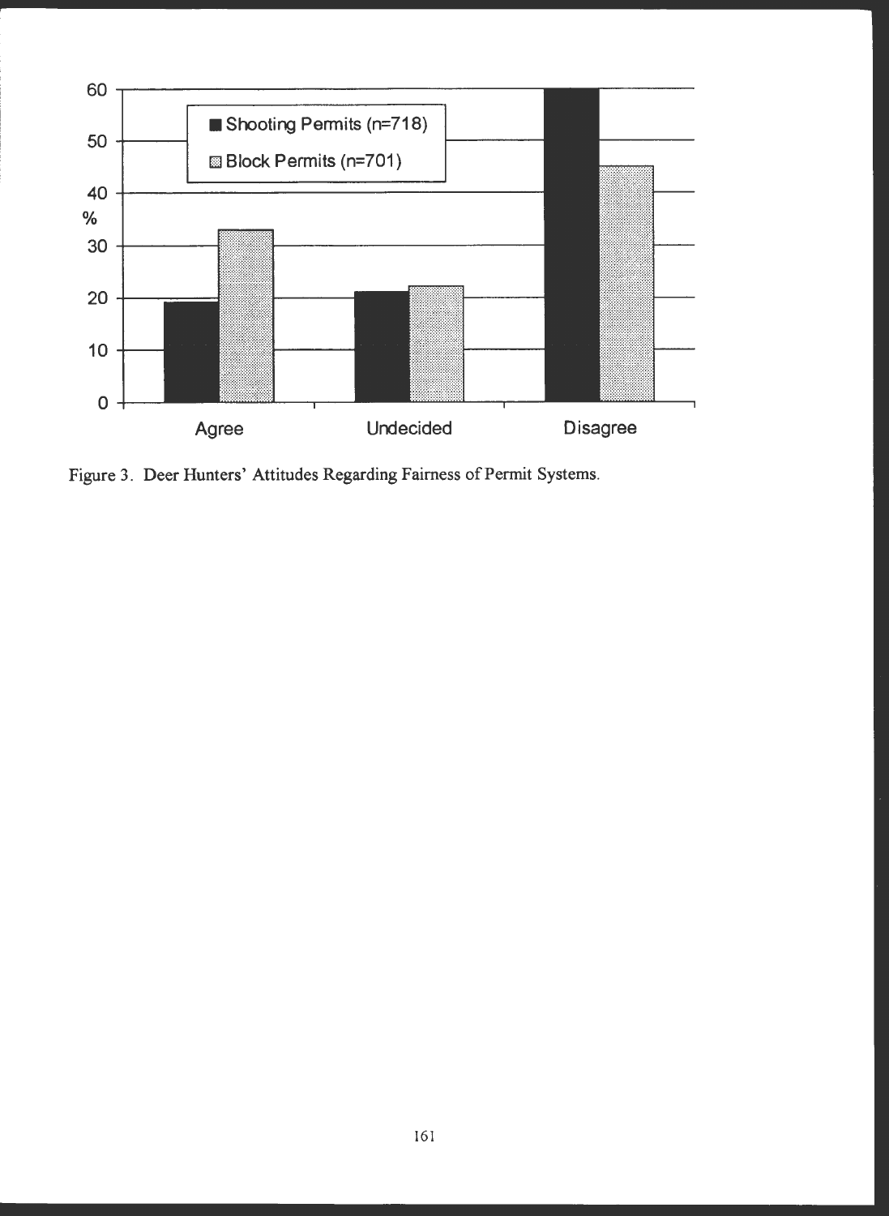60
50
40
%
30
20
10
0

■ Shooting Permits (n=718)
▩ Block Permits (n=701)

Agree
Undecided
Disagree

Figure 3. Deer Hunters' Attitudes Regarding Fairness of Permit Systems.